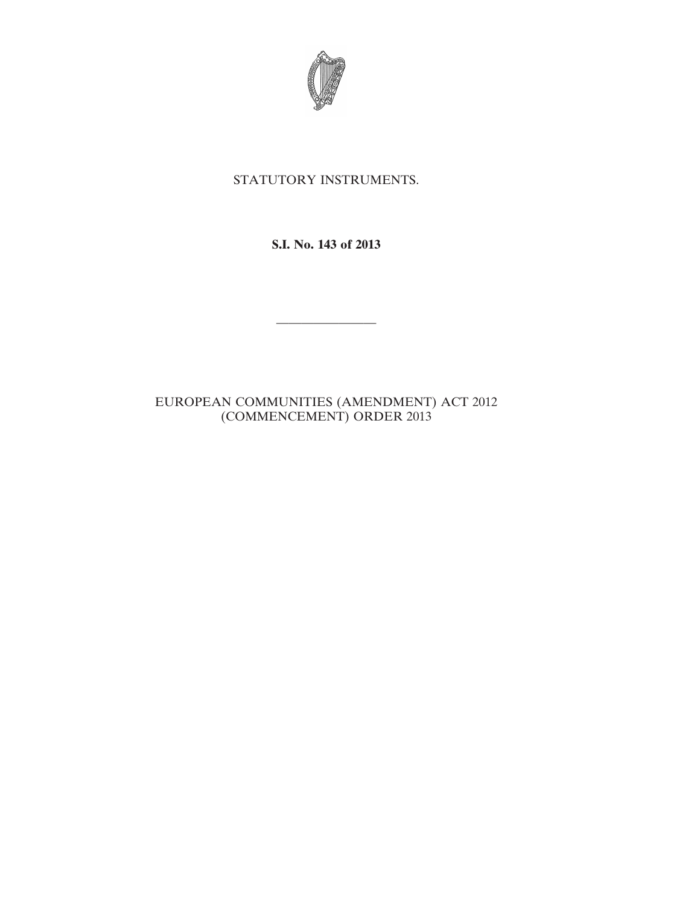STATUTORY INSTRUMENTS.

**S.I. No. 143 of 2013**

---

EUROPEAN COMMUNITIES (AMENDMENT) ACT 2012 (COMMENCEMENT) ORDER 2013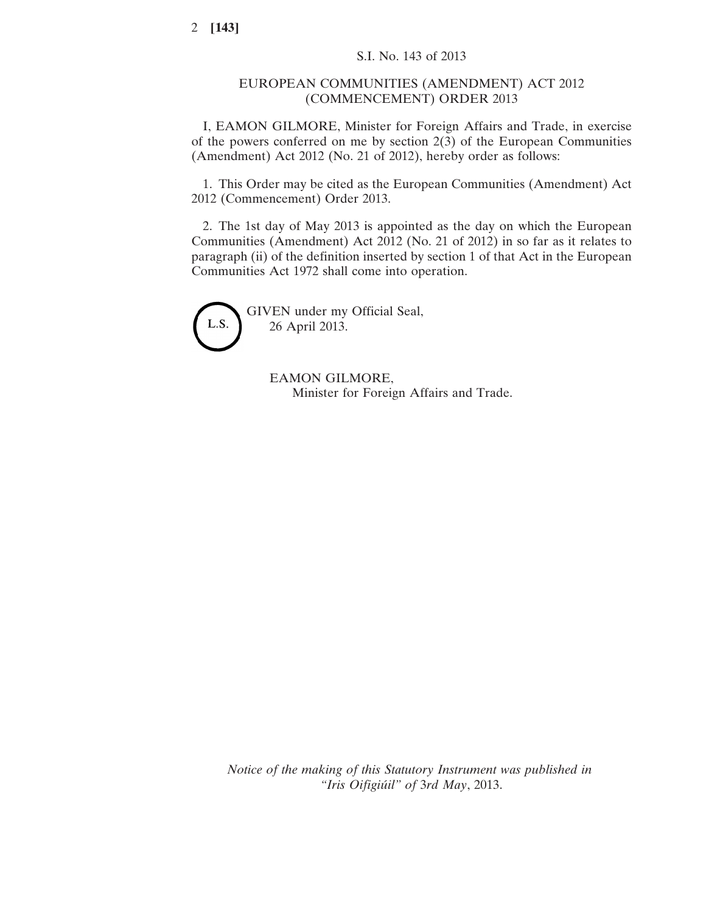S.I. No. 143 of 2013

# EUROPEAN COMMUNITIES (AMENDMENT) ACT 2012 (COMMENCEMENT) ORDER 2013

I, EAMON GILMORE, Minister for Foreign Affairs and Trade, in exercise of the powers conferred on me by section 2(3) of the European Communities (Amendment) Act 2012 (No. 21 of 2012), hereby order as follows:

1. This Order may be cited as the European Communities (Amendment) Act 2012 (Commencement) Order 2013.

2. The 1st day of May 2013 is appointed as the day on which the European Communities (Amendment) Act 2012 (No. 21 of 2012) in so far as it relates to paragraph (ii) of the definition inserted by section 1 of that Act in the European Communities Act 1972 shall come into operation.

L.S.

GIVEN under my Official Seal,
26 April 2013.

EAMON GILMORE,
Minister for Foreign Affairs and Trade.

*Notice of the making of this Statutory Instrument was published in "Iris Oifigiúil" of 3rd May, 2013.*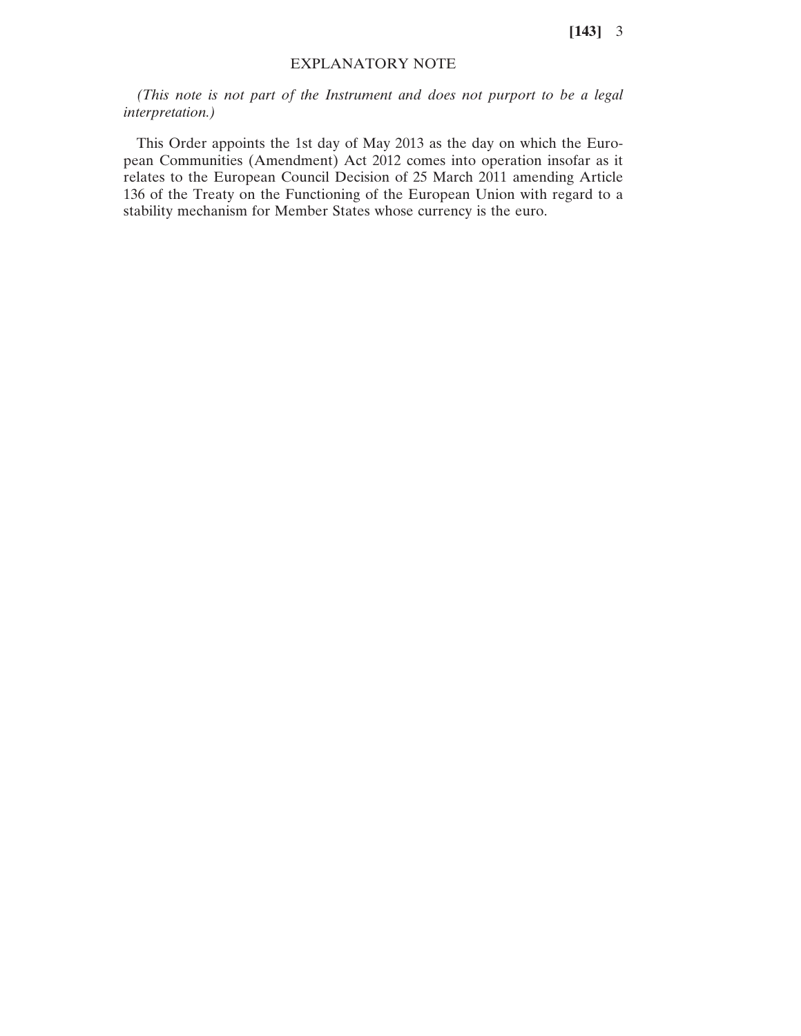## EXPLANATORY NOTE

*(This note is not part of the Instrument and does not purport to be a legal interpretation.)*

This Order appoints the 1st day of May 2013 as the day on which the European Communities (Amendment) Act 2012 comes into operation insofar as it relates to the European Council Decision of 25 March 2011 amending Article 136 of the Treaty on the Functioning of the European Union with regard to a stability mechanism for Member States whose currency is the euro.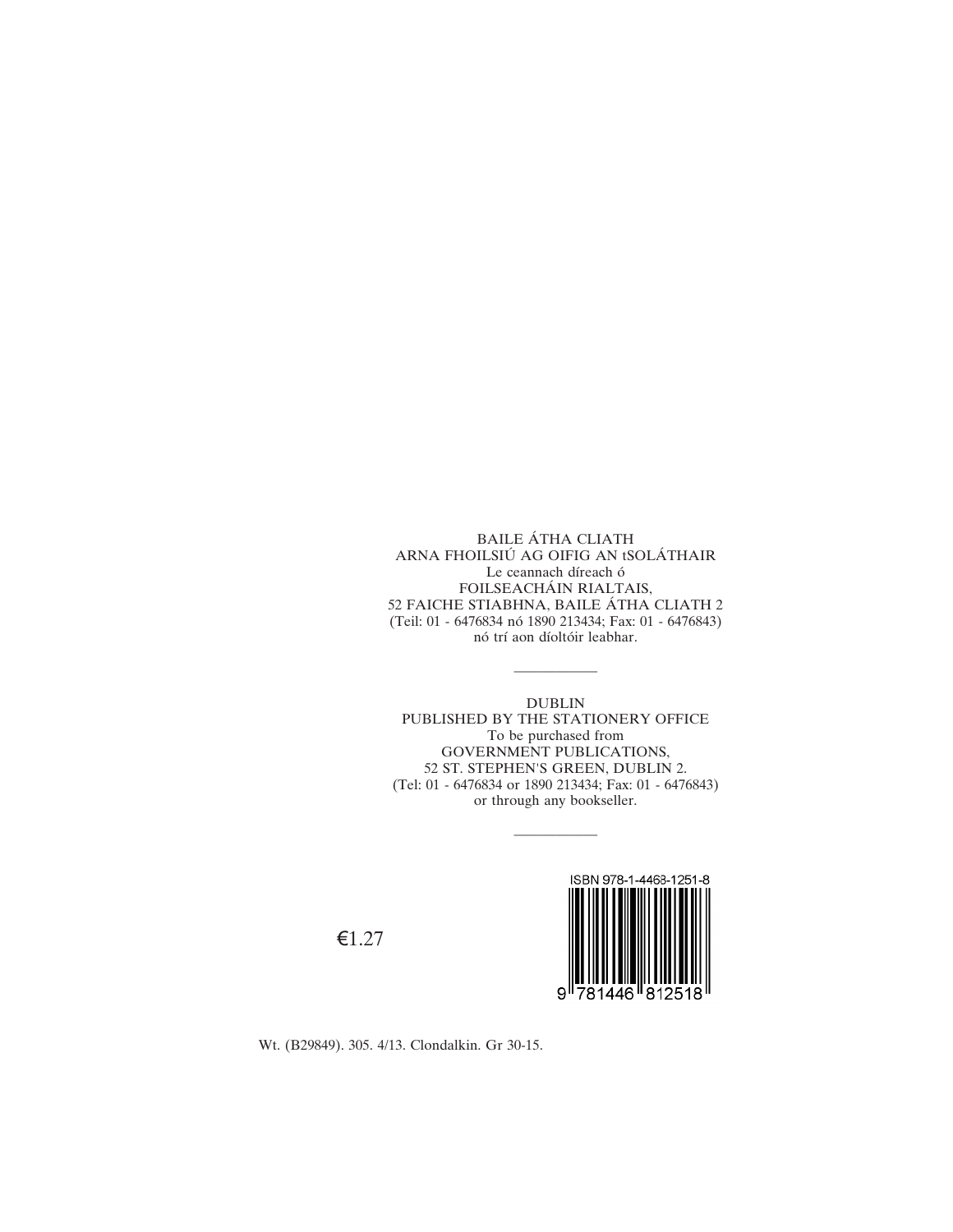BAILE ÁTHA CLIATH
ARNA FHOILSIÚ AG OIFIG AN tSOLÁTHAIR
Le ceannach díreach ó
FOILSEACHÁIN RIALTAIS,
52 FAICHE STIABHNA, BAILE ÁTHA CLIATH 2
(Teil: 01 - 6476834 nó 1890 213434; Fax: 01 - 6476843)
nó trí aon díoltóir leabhar.

---

DUBLIN
PUBLISHED BY THE STATIONERY OFFICE
To be purchased from
GOVERNMENT PUBLICATIONS,
52 ST. STEPHEN'S GREEN, DUBLIN 2.
(Tel: 01 - 6476834 or 1890 213434; Fax: 01 - 6476843)
or through any bookseller.

---

ISBN 978-1-4468-1251-8

€1.27

9 781446 812518

Wt. (B29849). 305. 4/13. Clondalkin. Gr 30-15.